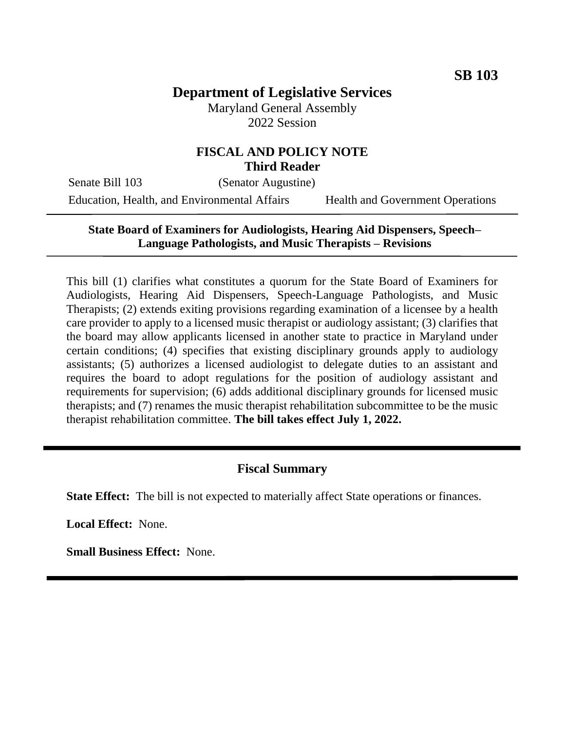**SB 103**

# Department of Legislative Services

Maryland General Assembly
2022 Session

## FISCAL AND POLICY NOTE
### Third Reader

Senate Bill 103 (Senator Augustine)

Education, Health, and Environmental Affairs Health and Government Operations

---

**State Board of Examiners for Audiologists, Hearing Aid Dispensers, Speech–Language Pathologists, and Music Therapists – Revisions**

---

This bill (1) clarifies what constitutes a quorum for the State Board of Examiners for Audiologists, Hearing Aid Dispensers, Speech-Language Pathologists, and Music Therapists; (2) extends exiting provisions regarding examination of a licensee by a health care provider to apply to a licensed music therapist or audiology assistant; (3) clarifies that the board may allow applicants licensed in another state to practice in Maryland under certain conditions; (4) specifies that existing disciplinary grounds apply to audiology assistants; (5) authorizes a licensed audiologist to delegate duties to an assistant and requires the board to adopt regulations for the position of audiology assistant and requirements for supervision; (6) adds additional disciplinary grounds for licensed music therapists; and (7) renames the music therapist rehabilitation subcommittee to be the music therapist rehabilitation committee. **The bill takes effect July 1, 2022.**

---

## Fiscal Summary

**State Effect:** The bill is not expected to materially affect State operations or finances.

**Local Effect:** None.

**Small Business Effect:** None.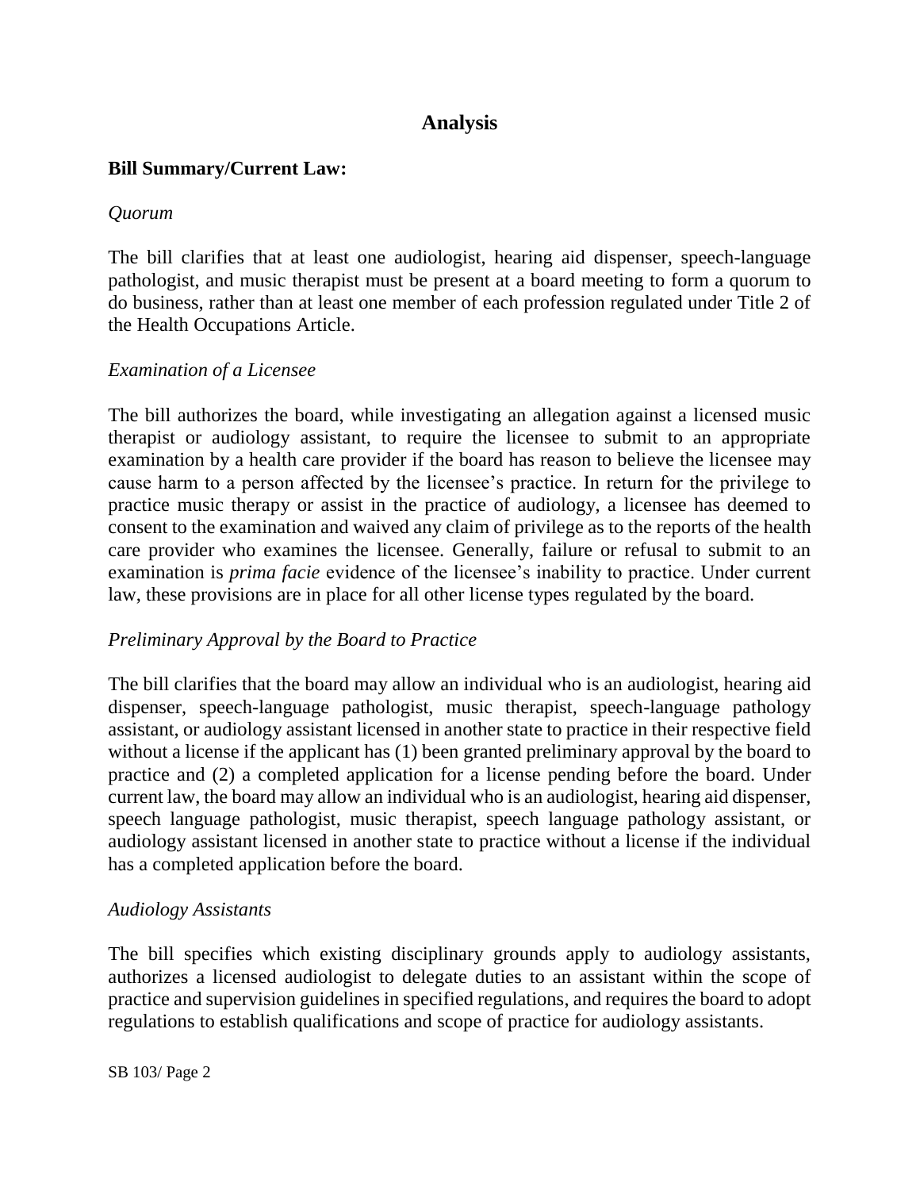# Analysis

## Bill Summary/Current Law:

*Quorum*

The bill clarifies that at least one audiologist, hearing aid dispenser, speech-language pathologist, and music therapist must be present at a board meeting to form a quorum to do business, rather than at least one member of each profession regulated under Title 2 of the Health Occupations Article.

*Examination of a Licensee*

The bill authorizes the board, while investigating an allegation against a licensed music therapist or audiology assistant, to require the licensee to submit to an appropriate examination by a health care provider if the board has reason to believe the licensee may cause harm to a person affected by the licensee's practice. In return for the privilege to practice music therapy or assist in the practice of audiology, a licensee has deemed to consent to the examination and waived any claim of privilege as to the reports of the health care provider who examines the licensee. Generally, failure or refusal to submit to an examination is *prima facie* evidence of the licensee's inability to practice. Under current law, these provisions are in place for all other license types regulated by the board.

*Preliminary Approval by the Board to Practice*

The bill clarifies that the board may allow an individual who is an audiologist, hearing aid dispenser, speech-language pathologist, music therapist, speech-language pathology assistant, or audiology assistant licensed in another state to practice in their respective field without a license if the applicant has (1) been granted preliminary approval by the board to practice and (2) a completed application for a license pending before the board. Under current law, the board may allow an individual who is an audiologist, hearing aid dispenser, speech language pathologist, music therapist, speech language pathology assistant, or audiology assistant licensed in another state to practice without a license if the individual has a completed application before the board.

*Audiology Assistants*

The bill specifies which existing disciplinary grounds apply to audiology assistants, authorizes a licensed audiologist to delegate duties to an assistant within the scope of practice and supervision guidelines in specified regulations, and requires the board to adopt regulations to establish qualifications and scope of practice for audiology assistants.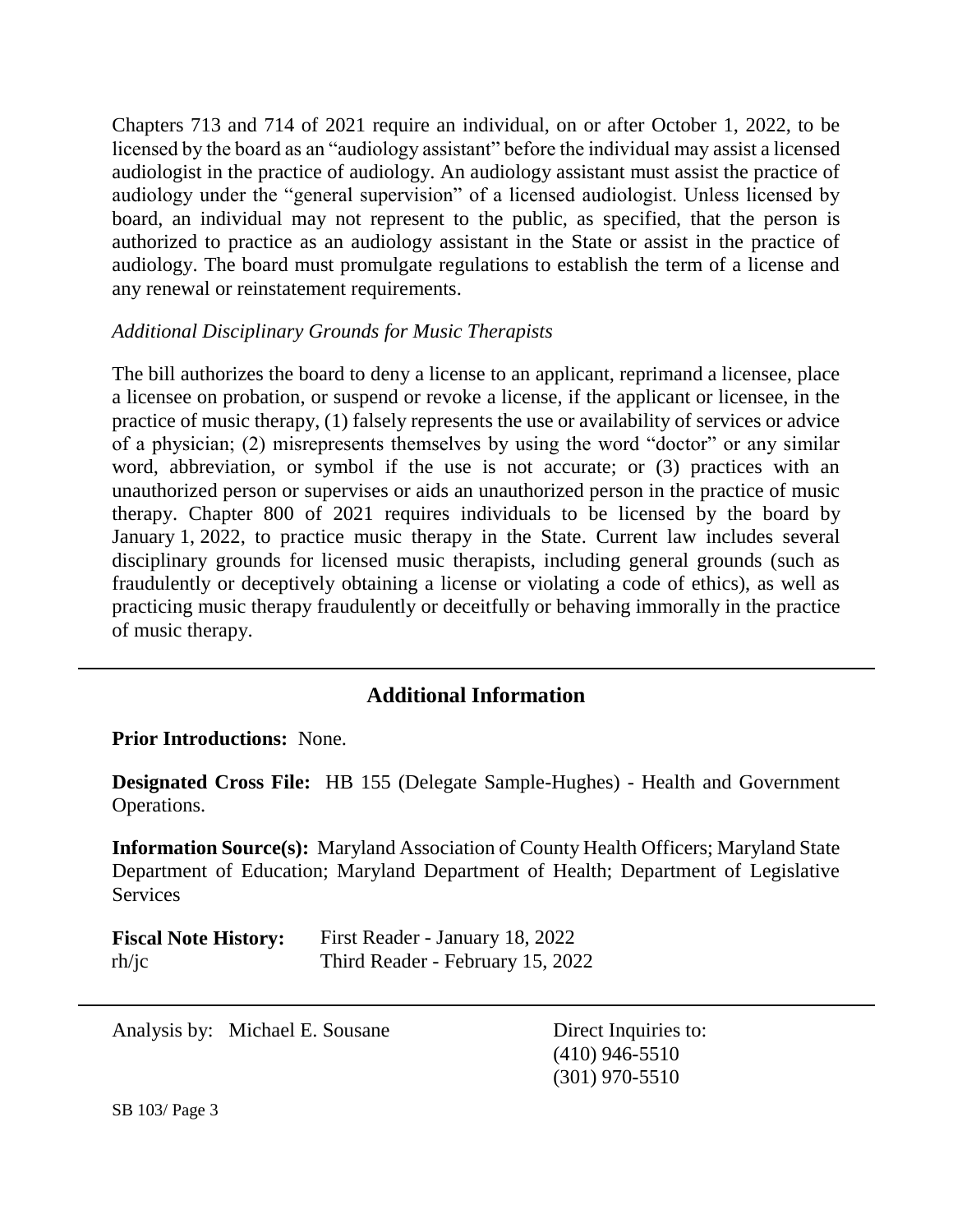Chapters 713 and 714 of 2021 require an individual, on or after October 1, 2022, to be licensed by the board as an "audiology assistant" before the individual may assist a licensed audiologist in the practice of audiology. An audiology assistant must assist the practice of audiology under the "general supervision" of a licensed audiologist. Unless licensed by board, an individual may not represent to the public, as specified, that the person is authorized to practice as an audiology assistant in the State or assist in the practice of audiology. The board must promulgate regulations to establish the term of a license and any renewal or reinstatement requirements.

*Additional Disciplinary Grounds for Music Therapists*

The bill authorizes the board to deny a license to an applicant, reprimand a licensee, place a licensee on probation, or suspend or revoke a license, if the applicant or licensee, in the practice of music therapy, (1) falsely represents the use or availability of services or advice of a physician; (2) misrepresents themselves by using the word "doctor" or any similar word, abbreviation, or symbol if the use is not accurate; or (3) practices with an unauthorized person or supervises or aids an unauthorized person in the practice of music therapy. Chapter 800 of 2021 requires individuals to be licensed by the board by January 1, 2022, to practice music therapy in the State. Current law includes several disciplinary grounds for licensed music therapists, including general grounds (such as fraudulently or deceptively obtaining a license or violating a code of ethics), as well as practicing music therapy fraudulently or deceitfully or behaving immorally in the practice of music therapy.

## Additional Information

**Prior Introductions:** None.

**Designated Cross File:** HB 155 (Delegate Sample-Hughes) - Health and Government Operations.

**Information Source(s):** Maryland Association of County Health Officers; Maryland State Department of Education; Maryland Department of Health; Department of Legislative Services

**Fiscal Note History:** First Reader - January 18, 2022
rh/jc Third Reader - February 15, 2022

Analysis by: Michael E. Sousane

Direct Inquiries to:
(410) 946-5510
(301) 970-5510